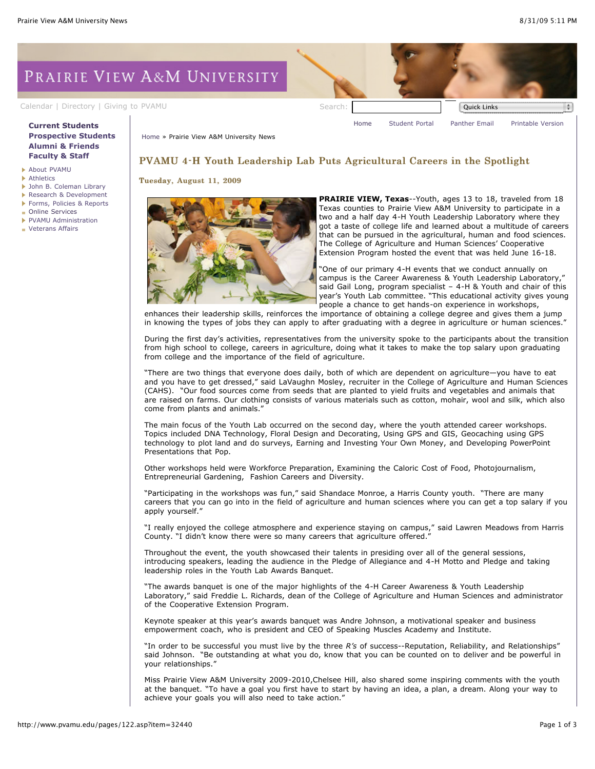# PVAMU 4-H Youth Leadership Lab Puts Agricultural Careers in the Spotlight

**Tuesday, August 11, 2009**

**PRAIRIE VIEW, Texas**--Youth, ages 13 to 18, traveled from 18 Texas counties to Prairie View A&M University to participate in a two and a half day 4-H Youth Leadership Laboratory where they got a taste of college life and learned about a multitude of careers that can be pursued in the agricultural, human and food sciences. The College of Agriculture and Human Sciences' Cooperative Extension Program hosted the event that was held June 16-18.

"One of our primary 4-H events that we conduct annually on campus is the Career Awareness & Youth Leadership Laboratory," said Gail Long, program specialist – 4-H & Youth and chair of this year's Youth Lab committee. "This educational activity gives young people a chance to get hands-on experience in workshops, enhances their leadership skills, reinforces the importance of obtaining a college degree and gives them a jump in knowing the types of jobs they can apply to after graduating with a degree in agriculture or human sciences."

During the first day's activities, representatives from the university spoke to the participants about the transition from high school to college, careers in agriculture, doing what it takes to make the top salary upon graduating from college and the importance of the field of agriculture.

"There are two things that everyone does daily, both of which are dependent on agriculture—you have to eat and you have to get dressed," said LaVaughn Mosley, recruiter in the College of Agriculture and Human Sciences (CAHS). "Our food sources come from seeds that are planted to yield fruits and vegetables and animals that are raised on farms. Our clothing consists of various materials such as cotton, mohair, wool and silk, which also come from plants and animals."

The main focus of the Youth Lab occurred on the second day, where the youth attended career workshops. Topics included DNA Technology, Floral Design and Decorating, Using GPS and GIS, Geocaching using GPS technology to plot land and do surveys, Earning and Investing Your Own Money, and Developing PowerPoint Presentations that Pop.

Other workshops held were Workforce Preparation, Examining the Caloric Cost of Food, Photojournalism, Entrepreneurial Gardening, Fashion Careers and Diversity.

"Participating in the workshops was fun," said Shandace Monroe, a Harris County youth. "There are many careers that you can go into in the field of agriculture and human sciences where you can get a top salary if you apply yourself."

"I really enjoyed the college atmosphere and experience staying on campus," said Lawren Meadows from Harris County. "I didn't know there were so many careers that agriculture offered."

Throughout the event, the youth showcased their talents in presiding over all of the general sessions, introducing speakers, leading the audience in the Pledge of Allegiance and 4-H Motto and Pledge and taking leadership roles in the Youth Lab Awards Banquet.

"The awards banquet is one of the major highlights of the 4-H Career Awareness & Youth Leadership Laboratory," said Freddie L. Richards, dean of the College of Agriculture and Human Sciences and administrator of the Cooperative Extension Program.

Keynote speaker at this year's awards banquet was Andre Johnson, a motivational speaker and business empowerment coach, who is president and CEO of Speaking Muscles Academy and Institute.

"In order to be successful you must live by the three *R's* of success--Reputation, Reliability, and Relationships" said Johnson. "Be outstanding at what you do, know that you can be counted on to deliver and be powerful in your relationships."

Miss Prairie View A&M University 2009-2010,Chelsee Hill, also shared some inspiring comments with the youth at the banquet. "To have a goal you first have to start by having an idea, a plan, a dream. Along your way to achieve your goals you will also need to take action."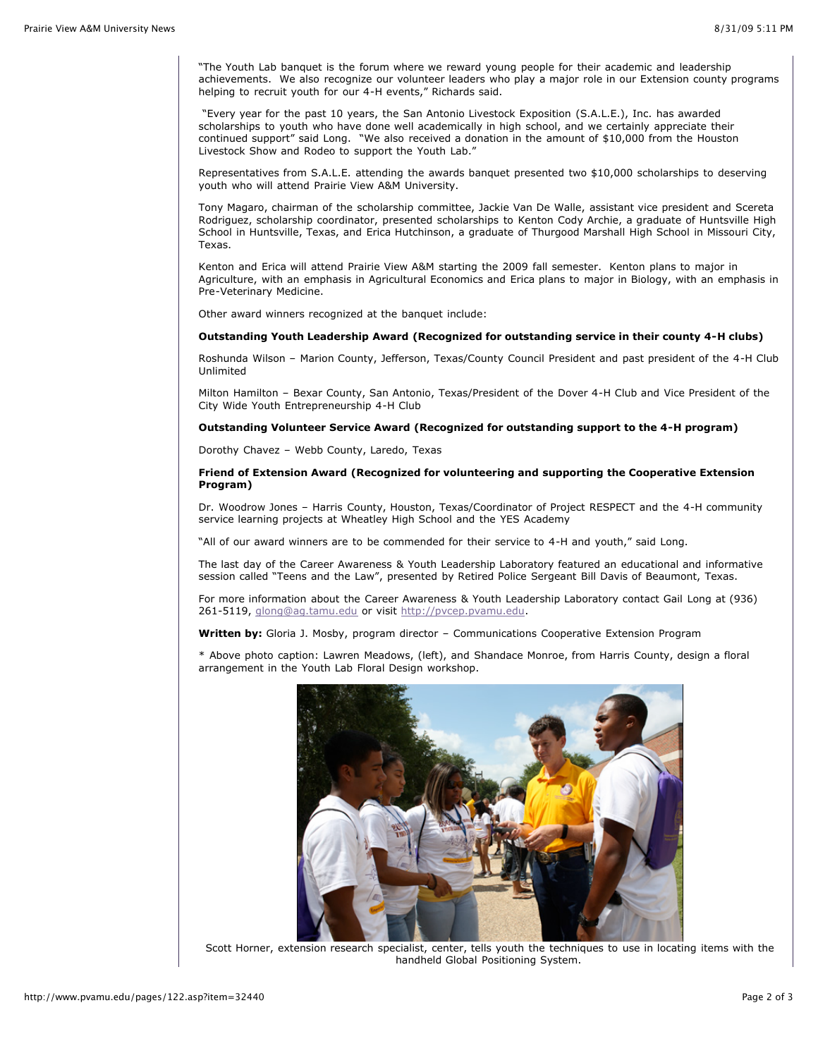"The Youth Lab banquet is the forum where we reward young people for their academic and leadership achievements. We also recognize our volunteer leaders who play a major role in our Extension county programs helping to recruit youth for our 4-H events," Richards said.

"Every year for the past 10 years, the San Antonio Livestock Exposition (S.A.L.E.), Inc. has awarded scholarships to youth who have done well academically in high school, and we certainly appreciate their continued support" said Long. "We also received a donation in the amount of $10,000 from the Houston Livestock Show and Rodeo to support the Youth Lab."

Representatives from S.A.L.E. attending the awards banquet presented two $10,000 scholarships to deserving youth who will attend Prairie View A&M University.

Tony Magaro, chairman of the scholarship committee, Jackie Van De Walle, assistant vice president and Scereta Rodriguez, scholarship coordinator, presented scholarships to Kenton Cody Archie, a graduate of Huntsville High School in Huntsville, Texas, and Erica Hutchinson, a graduate of Thurgood Marshall High School in Missouri City, Texas.

Kenton and Erica will attend Prairie View A&M starting the 2009 fall semester. Kenton plans to major in Agriculture, with an emphasis in Agricultural Economics and Erica plans to major in Biology, with an emphasis in Pre-Veterinary Medicine.

Other award winners recognized at the banquet include:

**Outstanding Youth Leadership Award (Recognized for outstanding service in their county 4-H clubs)**

Roshunda Wilson – Marion County, Jefferson, Texas/County Council President and past president of the 4-H Club Unlimited

Milton Hamilton – Bexar County, San Antonio, Texas/President of the Dover 4-H Club and Vice President of the City Wide Youth Entrepreneurship 4-H Club

**Outstanding Volunteer Service Award (Recognized for outstanding support to the 4-H program)**

Dorothy Chavez – Webb County, Laredo, Texas

**Friend of Extension Award (Recognized for volunteering and supporting the Cooperative Extension Program)**

Dr. Woodrow Jones – Harris County, Houston, Texas/Coordinator of Project RESPECT and the 4-H community service learning projects at Wheatley High School and the YES Academy

"All of our award winners are to be commended for their service to 4-H and youth," said Long.

The last day of the Career Awareness & Youth Leadership Laboratory featured an educational and informative session called "Teens and the Law", presented by Retired Police Sergeant Bill Davis of Beaumont, Texas.

For more information about the Career Awareness & Youth Leadership Laboratory contact Gail Long at (936) 261-5119, glong@ag.tamu.edu or visit http://pvcep.pvamu.edu.

**Written by:** Gloria J. Mosby, program director – Communications Cooperative Extension Program

* Above photo caption: Lawren Meadows, (left), and Shandace Monroe, from Harris County, design a floral arrangement in the Youth Lab Floral Design workshop.

Scott Horner, extension research specialist, center, tells youth the techniques to use in locating items with the handheld Global Positioning System.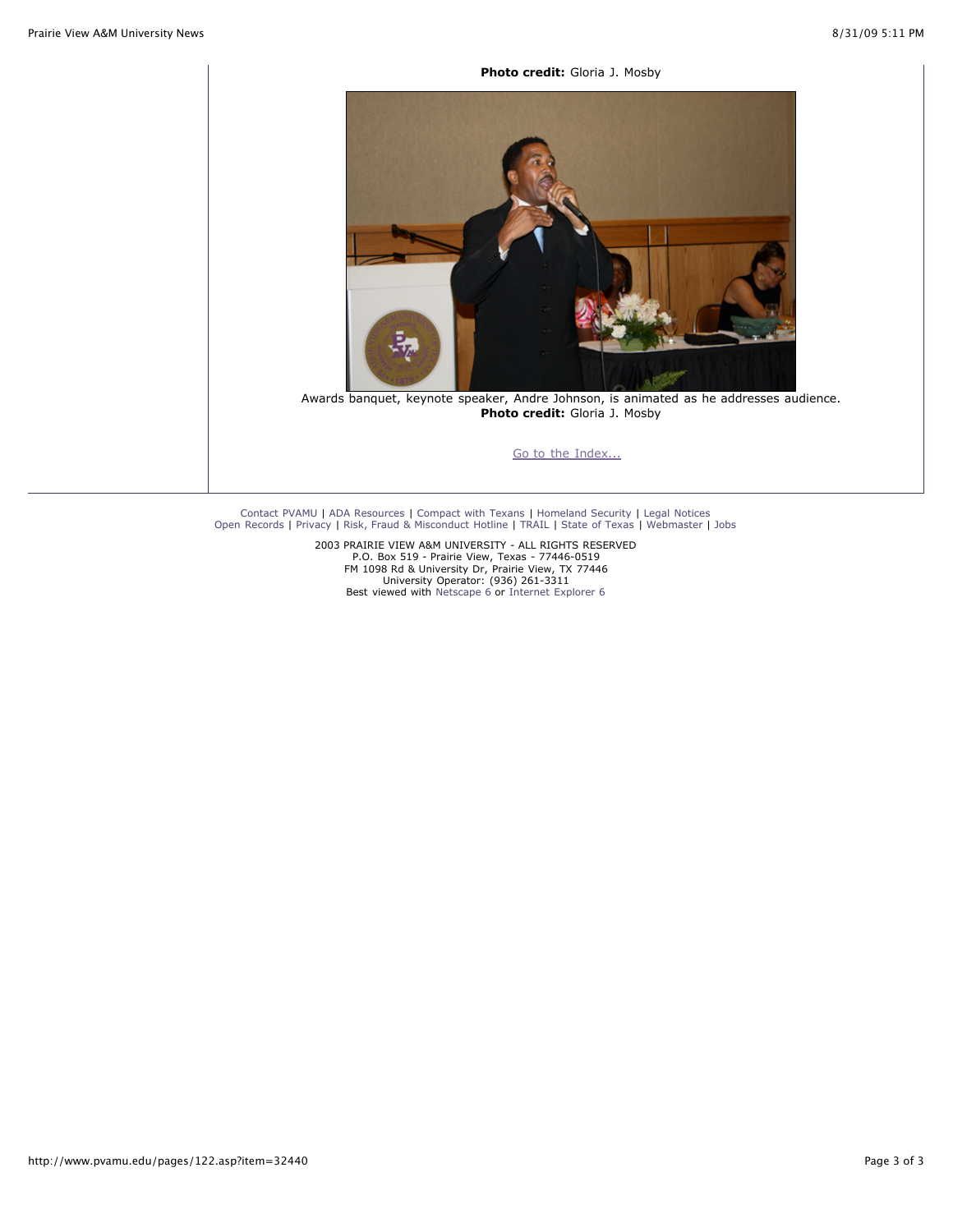**Photo credit:** Gloria J. Mosby

Awards banquet, keynote speaker, Andre Johnson, is animated as he addresses audience.
**Photo credit:** Gloria J. Mosby

Go to the Index...

Contact PVAMU | ADA Resources | Compact with Texans | Homeland Security | Legal Notices
Open Records | Privacy | Risk, Fraud & Misconduct Hotline | TRAIL | State of Texas | Webmaster | Jobs

2003 PRAIRIE VIEW A&M UNIVERSITY - ALL RIGHTS RESERVED
P.O. Box 519 - Prairie View, Texas - 77446-0519
FM 1098 Rd & University Dr, Prairie View, TX 77446
University Operator: (936) 261-3311
Best viewed with Netscape 6 or Internet Explorer 6